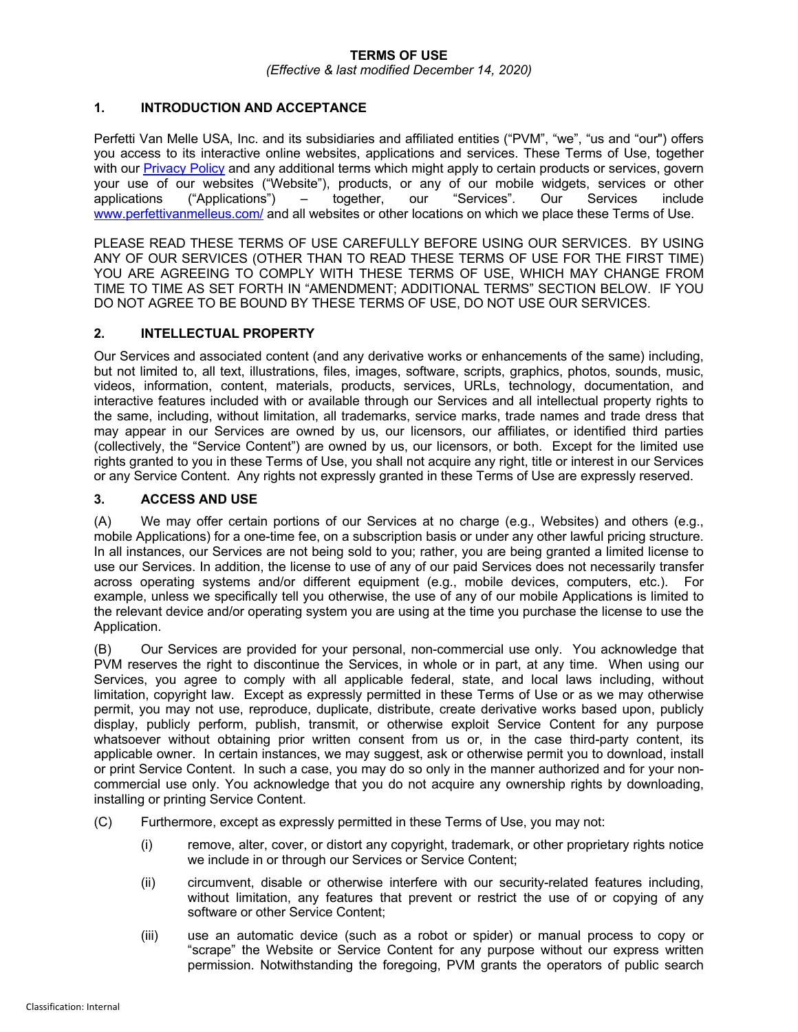# TERMS OF USE

*(Effective & last modified December 14, 2020)*

## 1. INTRODUCTION AND ACCEPTANCE

Perfetti Van Melle USA, Inc. and its subsidiaries and affiliated entities ("PVM", "we", "us and "our") offers you access to its interactive online websites, applications and services. These Terms of Use, together with our [Privacy Policy](#) and any additional terms which might apply to certain products or services, govern your use of our websites ("Website"), products, or any of our mobile widgets, services or other applications ("Applications") – together, our "Services". Our Services include [www.perfettivanmelleus.com/](http://www.perfettivanmelleus.com/) and all websites or other locations on which we place these Terms of Use.

PLEASE READ THESE TERMS OF USE CAREFULLY BEFORE USING OUR SERVICES. BY USING ANY OF OUR SERVICES (OTHER THAN TO READ THESE TERMS OF USE FOR THE FIRST TIME) YOU ARE AGREEING TO COMPLY WITH THESE TERMS OF USE, WHICH MAY CHANGE FROM TIME TO TIME AS SET FORTH IN "AMENDMENT; ADDITIONAL TERMS" SECTION BELOW. IF YOU DO NOT AGREE TO BE BOUND BY THESE TERMS OF USE, DO NOT USE OUR SERVICES.

## 2. INTELLECTUAL PROPERTY

Our Services and associated content (and any derivative works or enhancements of the same) including, but not limited to, all text, illustrations, files, images, software, scripts, graphics, photos, sounds, music, videos, information, content, materials, products, services, URLs, technology, documentation, and interactive features included with or available through our Services and all intellectual property rights to the same, including, without limitation, all trademarks, service marks, trade names and trade dress that may appear in our Services are owned by us, our licensors, our affiliates, or identified third parties (collectively, the "Service Content") are owned by us, our licensors, or both. Except for the limited use rights granted to you in these Terms of Use, you shall not acquire any right, title or interest in our Services or any Service Content. Any rights not expressly granted in these Terms of Use are expressly reserved.

## 3. ACCESS AND USE

(A) We may offer certain portions of our Services at no charge (e.g., Websites) and others (e.g., mobile Applications) for a one-time fee, on a subscription basis or under any other lawful pricing structure. In all instances, our Services are not being sold to you; rather, you are being granted a limited license to use our Services. In addition, the license to use of any of our paid Services does not necessarily transfer across operating systems and/or different equipment (e.g., mobile devices, computers, etc.). For example, unless we specifically tell you otherwise, the use of any of our mobile Applications is limited to the relevant device and/or operating system you are using at the time you purchase the license to use the Application.

(B) Our Services are provided for your personal, non-commercial use only. You acknowledge that PVM reserves the right to discontinue the Services, in whole or in part, at any time. When using our Services, you agree to comply with all applicable federal, state, and local laws including, without limitation, copyright law. Except as expressly permitted in these Terms of Use or as we may otherwise permit, you may not use, reproduce, duplicate, distribute, create derivative works based upon, publicly display, publicly perform, publish, transmit, or otherwise exploit Service Content for any purpose whatsoever without obtaining prior written consent from us or, in the case third-party content, its applicable owner. In certain instances, we may suggest, ask or otherwise permit you to download, install or print Service Content. In such a case, you may do so only in the manner authorized and for your non-commercial use only. You acknowledge that you do not acquire any ownership rights by downloading, installing or printing Service Content.

(C) Furthermore, except as expressly permitted in these Terms of Use, you may not:

- (i) remove, alter, cover, or distort any copyright, trademark, or other proprietary rights notice we include in or through our Services or Service Content;
- (ii) circumvent, disable or otherwise interfere with our security-related features including, without limitation, any features that prevent or restrict the use of or copying of any software or other Service Content;
- (iii) use an automatic device (such as a robot or spider) or manual process to copy or "scrape" the Website or Service Content for any purpose without our express written permission. Notwithstanding the foregoing, PVM grants the operators of public search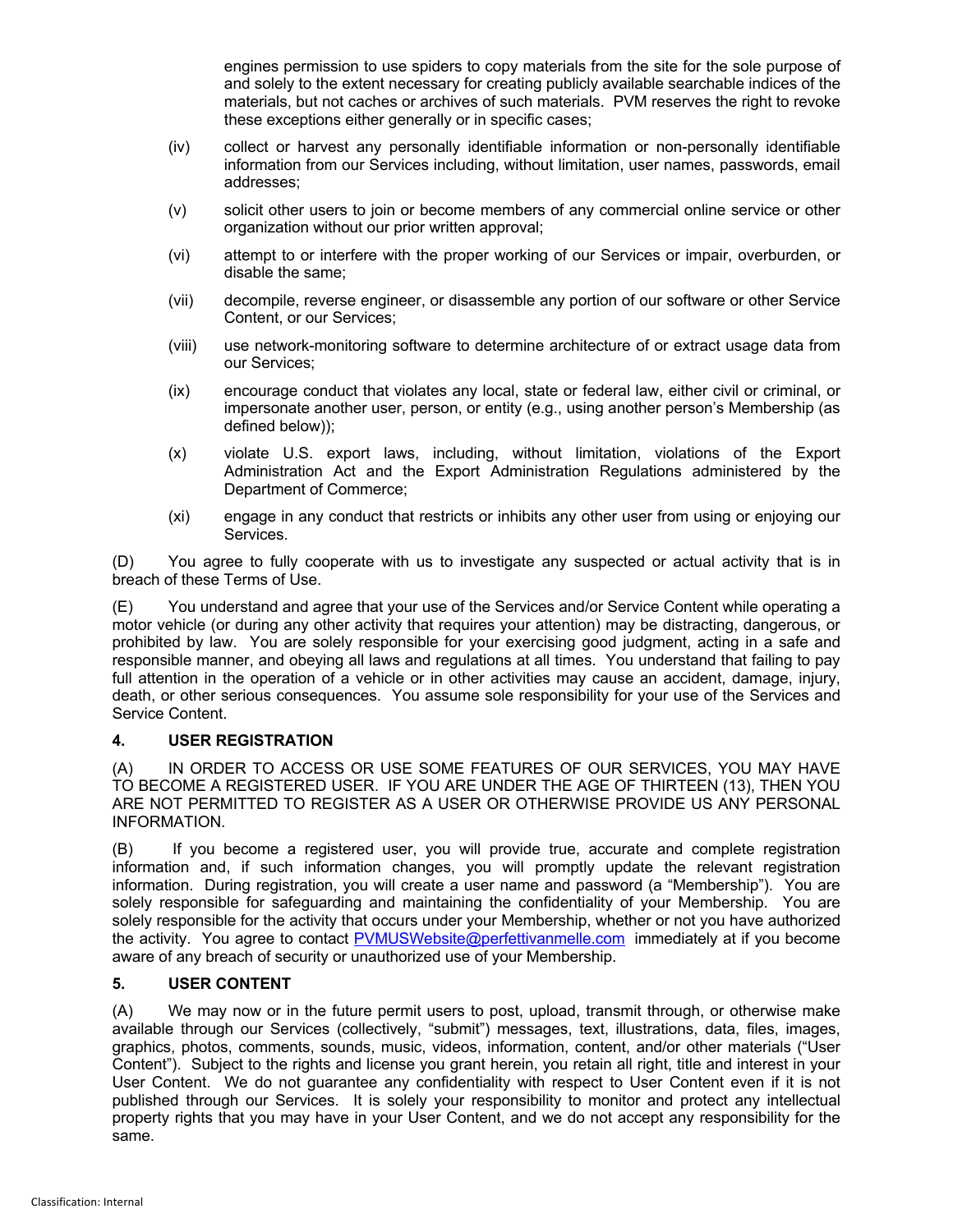engines permission to use spiders to copy materials from the site for the sole purpose of and solely to the extent necessary for creating publicly available searchable indices of the materials, but not caches or archives of such materials. PVM reserves the right to revoke these exceptions either generally or in specific cases;

(iv) collect or harvest any personally identifiable information or non-personally identifiable information from our Services including, without limitation, user names, passwords, email addresses;

(v) solicit other users to join or become members of any commercial online service or other organization without our prior written approval;

(vi) attempt to or interfere with the proper working of our Services or impair, overburden, or disable the same;

(vii) decompile, reverse engineer, or disassemble any portion of our software or other Service Content, or our Services;

(viii) use network-monitoring software to determine architecture of or extract usage data from our Services;

(ix) encourage conduct that violates any local, state or federal law, either civil or criminal, or impersonate another user, person, or entity (e.g., using another person's Membership (as defined below));

(x) violate U.S. export laws, including, without limitation, violations of the Export Administration Act and the Export Administration Regulations administered by the Department of Commerce;

(xi) engage in any conduct that restricts or inhibits any other user from using or enjoying our Services.

(D) You agree to fully cooperate with us to investigate any suspected or actual activity that is in breach of these Terms of Use.

(E) You understand and agree that your use of the Services and/or Service Content while operating a motor vehicle (or during any other activity that requires your attention) may be distracting, dangerous, or prohibited by law. You are solely responsible for your exercising good judgment, acting in a safe and responsible manner, and obeying all laws and regulations at all times. You understand that failing to pay full attention in the operation of a vehicle or in other activities may cause an accident, damage, injury, death, or other serious consequences. You assume sole responsibility for your use of the Services and Service Content.

## 4. USER REGISTRATION

(A) IN ORDER TO ACCESS OR USE SOME FEATURES OF OUR SERVICES, YOU MAY HAVE TO BECOME A REGISTERED USER. IF YOU ARE UNDER THE AGE OF THIRTEEN (13), THEN YOU ARE NOT PERMITTED TO REGISTER AS A USER OR OTHERWISE PROVIDE US ANY PERSONAL INFORMATION.

(B) If you become a registered user, you will provide true, accurate and complete registration information and, if such information changes, you will promptly update the relevant registration information. During registration, you will create a user name and password (a "Membership"). You are solely responsible for safeguarding and maintaining the confidentiality of your Membership. You are solely responsible for the activity that occurs under your Membership, whether or not you have authorized the activity. You agree to contact PVMUSWebsite@perfettivanmelle.com immediately at if you become aware of any breach of security or unauthorized use of your Membership.

## 5. USER CONTENT

(A) We may now or in the future permit users to post, upload, transmit through, or otherwise make available through our Services (collectively, "submit") messages, text, illustrations, data, files, images, graphics, photos, comments, sounds, music, videos, information, content, and/or other materials ("User Content"). Subject to the rights and license you grant herein, you retain all right, title and interest in your User Content. We do not guarantee any confidentiality with respect to User Content even if it is not published through our Services. It is solely your responsibility to monitor and protect any intellectual property rights that you may have in your User Content, and we do not accept any responsibility for the same.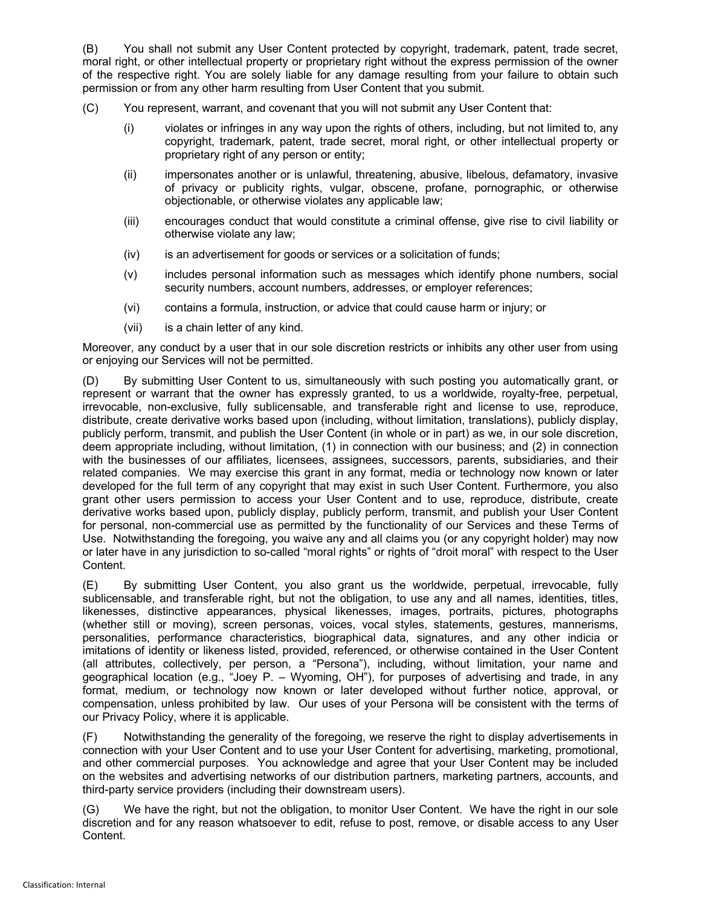(B) You shall not submit any User Content protected by copyright, trademark, patent, trade secret, moral right, or other intellectual property or proprietary right without the express permission of the owner of the respective right. You are solely liable for any damage resulting from your failure to obtain such permission or from any other harm resulting from User Content that you submit.

(C) You represent, warrant, and covenant that you will not submit any User Content that:

- (i) violates or infringes in any way upon the rights of others, including, but not limited to, any copyright, trademark, patent, trade secret, moral right, or other intellectual property or proprietary right of any person or entity;
- (ii) impersonates another or is unlawful, threatening, abusive, libelous, defamatory, invasive of privacy or publicity rights, vulgar, obscene, profane, pornographic, or otherwise objectionable, or otherwise violates any applicable law;
- (iii) encourages conduct that would constitute a criminal offense, give rise to civil liability or otherwise violate any law;
- (iv) is an advertisement for goods or services or a solicitation of funds;
- (v) includes personal information such as messages which identify phone numbers, social security numbers, account numbers, addresses, or employer references;
- (vi) contains a formula, instruction, or advice that could cause harm or injury; or
- (vii) is a chain letter of any kind.

Moreover, any conduct by a user that in our sole discretion restricts or inhibits any other user from using or enjoying our Services will not be permitted.

(D) By submitting User Content to us, simultaneously with such posting you automatically grant, or represent or warrant that the owner has expressly granted, to us a worldwide, royalty-free, perpetual, irrevocable, non-exclusive, fully sublicensable, and transferable right and license to use, reproduce, distribute, create derivative works based upon (including, without limitation, translations), publicly display, publicly perform, transmit, and publish the User Content (in whole or in part) as we, in our sole discretion, deem appropriate including, without limitation, (1) in connection with our business; and (2) in connection with the businesses of our affiliates, licensees, assignees, successors, parents, subsidiaries, and their related companies. We may exercise this grant in any format, media or technology now known or later developed for the full term of any copyright that may exist in such User Content. Furthermore, you also grant other users permission to access your User Content and to use, reproduce, distribute, create derivative works based upon, publicly display, publicly perform, transmit, and publish your User Content for personal, non-commercial use as permitted by the functionality of our Services and these Terms of Use. Notwithstanding the foregoing, you waive any and all claims you (or any copyright holder) may now or later have in any jurisdiction to so-called "moral rights" or rights of "droit moral" with respect to the User Content.

(E) By submitting User Content, you also grant us the worldwide, perpetual, irrevocable, fully sublicensable, and transferable right, but not the obligation, to use any and all names, identities, titles, likenesses, distinctive appearances, physical likenesses, images, portraits, pictures, photographs (whether still or moving), screen personas, voices, vocal styles, statements, gestures, mannerisms, personalities, performance characteristics, biographical data, signatures, and any other indicia or imitations of identity or likeness listed, provided, referenced, or otherwise contained in the User Content (all attributes, collectively, per person, a "Persona"), including, without limitation, your name and geographical location (e.g., "Joey P. – Wyoming, OH"), for purposes of advertising and trade, in any format, medium, or technology now known or later developed without further notice, approval, or compensation, unless prohibited by law. Our uses of your Persona will be consistent with the terms of our Privacy Policy, where it is applicable.

(F) Notwithstanding the generality of the foregoing, we reserve the right to display advertisements in connection with your User Content and to use your User Content for advertising, marketing, promotional, and other commercial purposes. You acknowledge and agree that your User Content may be included on the websites and advertising networks of our distribution partners, marketing partners, accounts, and third-party service providers (including their downstream users).

(G) We have the right, but not the obligation, to monitor User Content. We have the right in our sole discretion and for any reason whatsoever to edit, refuse to post, remove, or disable access to any User Content.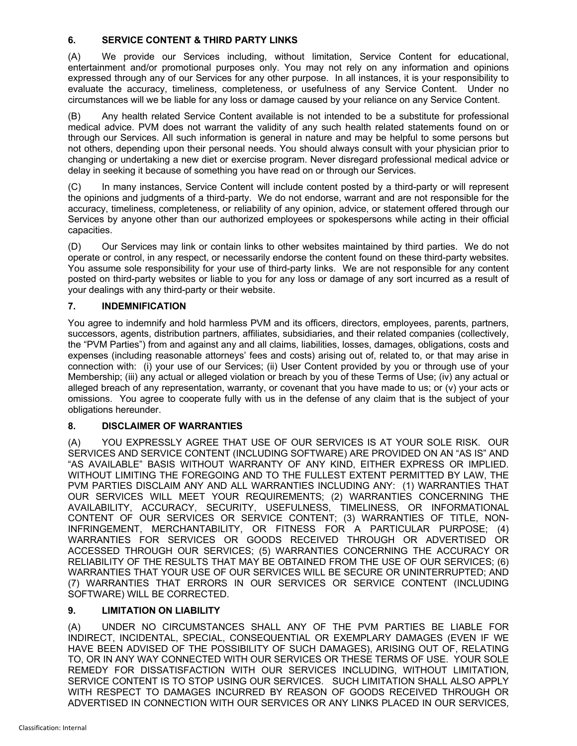## 6. SERVICE CONTENT & THIRD PARTY LINKS

(A) We provide our Services including, without limitation, Service Content for educational, entertainment and/or promotional purposes only. You may not rely on any information and opinions expressed through any of our Services for any other purpose. In all instances, it is your responsibility to evaluate the accuracy, timeliness, completeness, or usefulness of any Service Content. Under no circumstances will we be liable for any loss or damage caused by your reliance on any Service Content.

(B) Any health related Service Content available is not intended to be a substitute for professional medical advice. PVM does not warrant the validity of any such health related statements found on or through our Services. All such information is general in nature and may be helpful to some persons but not others, depending upon their personal needs. You should always consult with your physician prior to changing or undertaking a new diet or exercise program. Never disregard professional medical advice or delay in seeking it because of something you have read on or through our Services.

(C) In many instances, Service Content will include content posted by a third-party or will represent the opinions and judgments of a third-party. We do not endorse, warrant and are not responsible for the accuracy, timeliness, completeness, or reliability of any opinion, advice, or statement offered through our Services by anyone other than our authorized employees or spokespersons while acting in their official capacities.

(D) Our Services may link or contain links to other websites maintained by third parties. We do not operate or control, in any respect, or necessarily endorse the content found on these third-party websites. You assume sole responsibility for your use of third-party links. We are not responsible for any content posted on third-party websites or liable to you for any loss or damage of any sort incurred as a result of your dealings with any third-party or their website.

## 7. INDEMNIFICATION

You agree to indemnify and hold harmless PVM and its officers, directors, employees, parents, partners, successors, agents, distribution partners, affiliates, subsidiaries, and their related companies (collectively, the "PVM Parties") from and against any and all claims, liabilities, losses, damages, obligations, costs and expenses (including reasonable attorneys' fees and costs) arising out of, related to, or that may arise in connection with: (i) your use of our Services; (ii) User Content provided by you or through use of your Membership; (iii) any actual or alleged violation or breach by you of these Terms of Use; (iv) any actual or alleged breach of any representation, warranty, or covenant that you have made to us; or (v) your acts or omissions. You agree to cooperate fully with us in the defense of any claim that is the subject of your obligations hereunder.

## 8. DISCLAIMER OF WARRANTIES

(A) YOU EXPRESSLY AGREE THAT USE OF OUR SERVICES IS AT YOUR SOLE RISK. OUR SERVICES AND SERVICE CONTENT (INCLUDING SOFTWARE) ARE PROVIDED ON AN "AS IS" AND "AS AVAILABLE" BASIS WITHOUT WARRANTY OF ANY KIND, EITHER EXPRESS OR IMPLIED. WITHOUT LIMITING THE FOREGOING AND TO THE FULLEST EXTENT PERMITTED BY LAW, THE PVM PARTIES DISCLAIM ANY AND ALL WARRANTIES INCLUDING ANY: (1) WARRANTIES THAT OUR SERVICES WILL MEET YOUR REQUIREMENTS; (2) WARRANTIES CONCERNING THE AVAILABILITY, ACCURACY, SECURITY, USEFULNESS, TIMELINESS, OR INFORMATIONAL CONTENT OF OUR SERVICES OR SERVICE CONTENT; (3) WARRANTIES OF TITLE, NON-INFRINGEMENT, MERCHANTABILITY, OR FITNESS FOR A PARTICULAR PURPOSE; (4) WARRANTIES FOR SERVICES OR GOODS RECEIVED THROUGH OR ADVERTISED OR ACCESSED THROUGH OUR SERVICES; (5) WARRANTIES CONCERNING THE ACCURACY OR RELIABILITY OF THE RESULTS THAT MAY BE OBTAINED FROM THE USE OF OUR SERVICES; (6) WARRANTIES THAT YOUR USE OF OUR SERVICES WILL BE SECURE OR UNINTERRUPTED; AND (7) WARRANTIES THAT ERRORS IN OUR SERVICES OR SERVICE CONTENT (INCLUDING SOFTWARE) WILL BE CORRECTED.

## 9. LIMITATION ON LIABILITY

(A) UNDER NO CIRCUMSTANCES SHALL ANY OF THE PVM PARTIES BE LIABLE FOR INDIRECT, INCIDENTAL, SPECIAL, CONSEQUENTIAL OR EXEMPLARY DAMAGES (EVEN IF WE HAVE BEEN ADVISED OF THE POSSIBILITY OF SUCH DAMAGES), ARISING OUT OF, RELATING TO, OR IN ANY WAY CONNECTED WITH OUR SERVICES OR THESE TERMS OF USE. YOUR SOLE REMEDY FOR DISSATISFACTION WITH OUR SERVICES INCLUDING, WITHOUT LIMITATION, SERVICE CONTENT IS TO STOP USING OUR SERVICES. SUCH LIMITATION SHALL ALSO APPLY WITH RESPECT TO DAMAGES INCURRED BY REASON OF GOODS RECEIVED THROUGH OR ADVERTISED IN CONNECTION WITH OUR SERVICES OR ANY LINKS PLACED IN OUR SERVICES,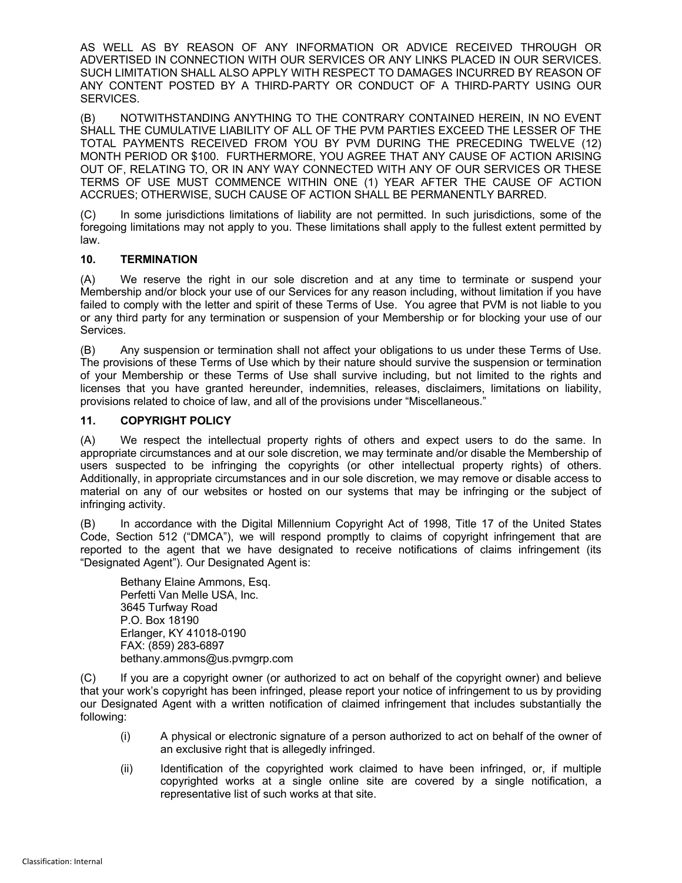AS WELL AS BY REASON OF ANY INFORMATION OR ADVICE RECEIVED THROUGH OR ADVERTISED IN CONNECTION WITH OUR SERVICES OR ANY LINKS PLACED IN OUR SERVICES. SUCH LIMITATION SHALL ALSO APPLY WITH RESPECT TO DAMAGES INCURRED BY REASON OF ANY CONTENT POSTED BY A THIRD-PARTY OR CONDUCT OF A THIRD-PARTY USING OUR SERVICES.

(B) NOTWITHSTANDING ANYTHING TO THE CONTRARY CONTAINED HEREIN, IN NO EVENT SHALL THE CUMULATIVE LIABILITY OF ALL OF THE PVM PARTIES EXCEED THE LESSER OF THE TOTAL PAYMENTS RECEIVED FROM YOU BY PVM DURING THE PRECEDING TWELVE (12) MONTH PERIOD OR $100. FURTHERMORE, YOU AGREE THAT ANY CAUSE OF ACTION ARISING OUT OF, RELATING TO, OR IN ANY WAY CONNECTED WITH ANY OF OUR SERVICES OR THESE TERMS OF USE MUST COMMENCE WITHIN ONE (1) YEAR AFTER THE CAUSE OF ACTION ACCRUES; OTHERWISE, SUCH CAUSE OF ACTION SHALL BE PERMANENTLY BARRED.

(C) In some jurisdictions limitations of liability are not permitted. In such jurisdictions, some of the foregoing limitations may not apply to you. These limitations shall apply to the fullest extent permitted by law.

**10. TERMINATION**

(A) We reserve the right in our sole discretion and at any time to terminate or suspend your Membership and/or block your use of our Services for any reason including, without limitation if you have failed to comply with the letter and spirit of these Terms of Use. You agree that PVM is not liable to you or any third party for any termination or suspension of your Membership or for blocking your use of our Services.

(B) Any suspension or termination shall not affect your obligations to us under these Terms of Use. The provisions of these Terms of Use which by their nature should survive the suspension or termination of your Membership or these Terms of Use shall survive including, but not limited to the rights and licenses that you have granted hereunder, indemnities, releases, disclaimers, limitations on liability, provisions related to choice of law, and all of the provisions under "Miscellaneous."

**11. COPYRIGHT POLICY**

(A) We respect the intellectual property rights of others and expect users to do the same. In appropriate circumstances and at our sole discretion, we may terminate and/or disable the Membership of users suspected to be infringing the copyrights (or other intellectual property rights) of others. Additionally, in appropriate circumstances and in our sole discretion, we may remove or disable access to material on any of our websites or hosted on our systems that may be infringing or the subject of infringing activity.

(B) In accordance with the Digital Millennium Copyright Act of 1998, Title 17 of the United States Code, Section 512 ("DMCA"), we will respond promptly to claims of copyright infringement that are reported to the agent that we have designated to receive notifications of claims infringement (its "Designated Agent"). Our Designated Agent is:

Bethany Elaine Ammons, Esq.
Perfetti Van Melle USA, Inc.
3645 Turfway Road
P.O. Box 18190
Erlanger, KY 41018-0190
FAX: (859) 283-6897
bethany.ammons@us.pvmgrp.com

(C) If you are a copyright owner (or authorized to act on behalf of the copyright owner) and believe that your work's copyright has been infringed, please report your notice of infringement to us by providing our Designated Agent with a written notification of claimed infringement that includes substantially the following:

(i) A physical or electronic signature of a person authorized to act on behalf of the owner of an exclusive right that is allegedly infringed.

(ii) Identification of the copyrighted work claimed to have been infringed, or, if multiple copyrighted works at a single online site are covered by a single notification, a representative list of such works at that site.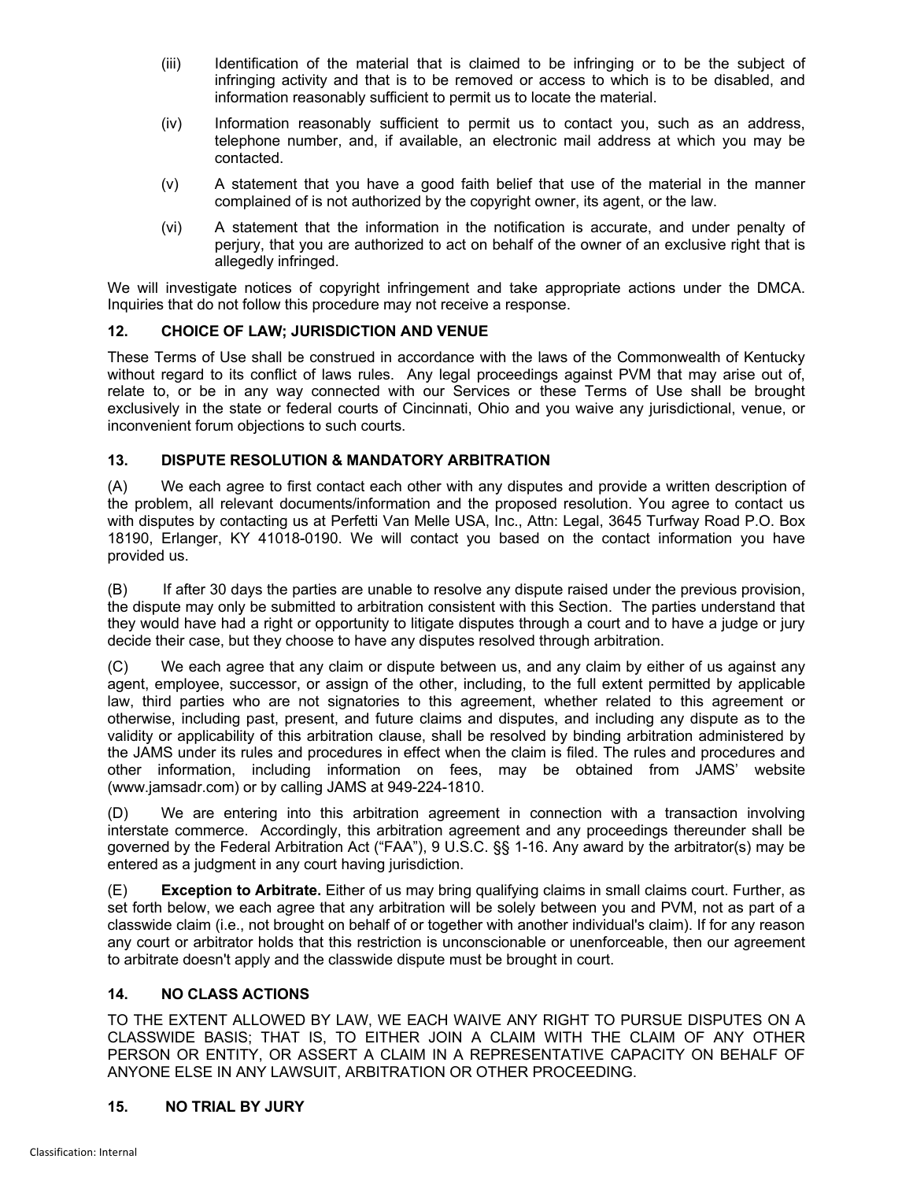(iii) Identification of the material that is claimed to be infringing or to be the subject of infringing activity and that is to be removed or access to which is to be disabled, and information reasonably sufficient to permit us to locate the material.

(iv) Information reasonably sufficient to permit us to contact you, such as an address, telephone number, and, if available, an electronic mail address at which you may be contacted.

(v) A statement that you have a good faith belief that use of the material in the manner complained of is not authorized by the copyright owner, its agent, or the law.

(vi) A statement that the information in the notification is accurate, and under penalty of perjury, that you are authorized to act on behalf of the owner of an exclusive right that is allegedly infringed.

We will investigate notices of copyright infringement and take appropriate actions under the DMCA. Inquiries that do not follow this procedure may not receive a response.

## 12. CHOICE OF LAW; JURISDICTION AND VENUE

These Terms of Use shall be construed in accordance with the laws of the Commonwealth of Kentucky without regard to its conflict of laws rules. Any legal proceedings against PVM that may arise out of, relate to, or be in any way connected with our Services or these Terms of Use shall be brought exclusively in the state or federal courts of Cincinnati, Ohio and you waive any jurisdictional, venue, or inconvenient forum objections to such courts.

## 13. DISPUTE RESOLUTION & MANDATORY ARBITRATION

(A) We each agree to first contact each other with any disputes and provide a written description of the problem, all relevant documents/information and the proposed resolution. You agree to contact us with disputes by contacting us at Perfetti Van Melle USA, Inc., Attn: Legal, 3645 Turfway Road P.O. Box 18190, Erlanger, KY 41018-0190. We will contact you based on the contact information you have provided us.

(B) If after 30 days the parties are unable to resolve any dispute raised under the previous provision, the dispute may only be submitted to arbitration consistent with this Section. The parties understand that they would have had a right or opportunity to litigate disputes through a court and to have a judge or jury decide their case, but they choose to have any disputes resolved through arbitration.

(C) We each agree that any claim or dispute between us, and any claim by either of us against any agent, employee, successor, or assign of the other, including, to the full extent permitted by applicable law, third parties who are not signatories to this agreement, whether related to this agreement or otherwise, including past, present, and future claims and disputes, and including any dispute as to the validity or applicability of this arbitration clause, shall be resolved by binding arbitration administered by the JAMS under its rules and procedures in effect when the claim is filed. The rules and procedures and other information, including information on fees, may be obtained from JAMS' website (www.jamsadr.com) or by calling JAMS at 949-224-1810.

(D) We are entering into this arbitration agreement in connection with a transaction involving interstate commerce. Accordingly, this arbitration agreement and any proceedings thereunder shall be governed by the Federal Arbitration Act ("FAA"), 9 U.S.C. §§ 1-16. Any award by the arbitrator(s) may be entered as a judgment in any court having jurisdiction.

(E) **Exception to Arbitrate.** Either of us may bring qualifying claims in small claims court. Further, as set forth below, we each agree that any arbitration will be solely between you and PVM, not as part of a classwide claim (i.e., not brought on behalf of or together with another individual's claim). If for any reason any court or arbitrator holds that this restriction is unconscionable or unenforceable, then our agreement to arbitrate doesn't apply and the classwide dispute must be brought in court.

## 14. NO CLASS ACTIONS

TO THE EXTENT ALLOWED BY LAW, WE EACH WAIVE ANY RIGHT TO PURSUE DISPUTES ON A CLASSWIDE BASIS; THAT IS, TO EITHER JOIN A CLAIM WITH THE CLAIM OF ANY OTHER PERSON OR ENTITY, OR ASSERT A CLAIM IN A REPRESENTATIVE CAPACITY ON BEHALF OF ANYONE ELSE IN ANY LAWSUIT, ARBITRATION OR OTHER PROCEEDING.

## 15. NO TRIAL BY JURY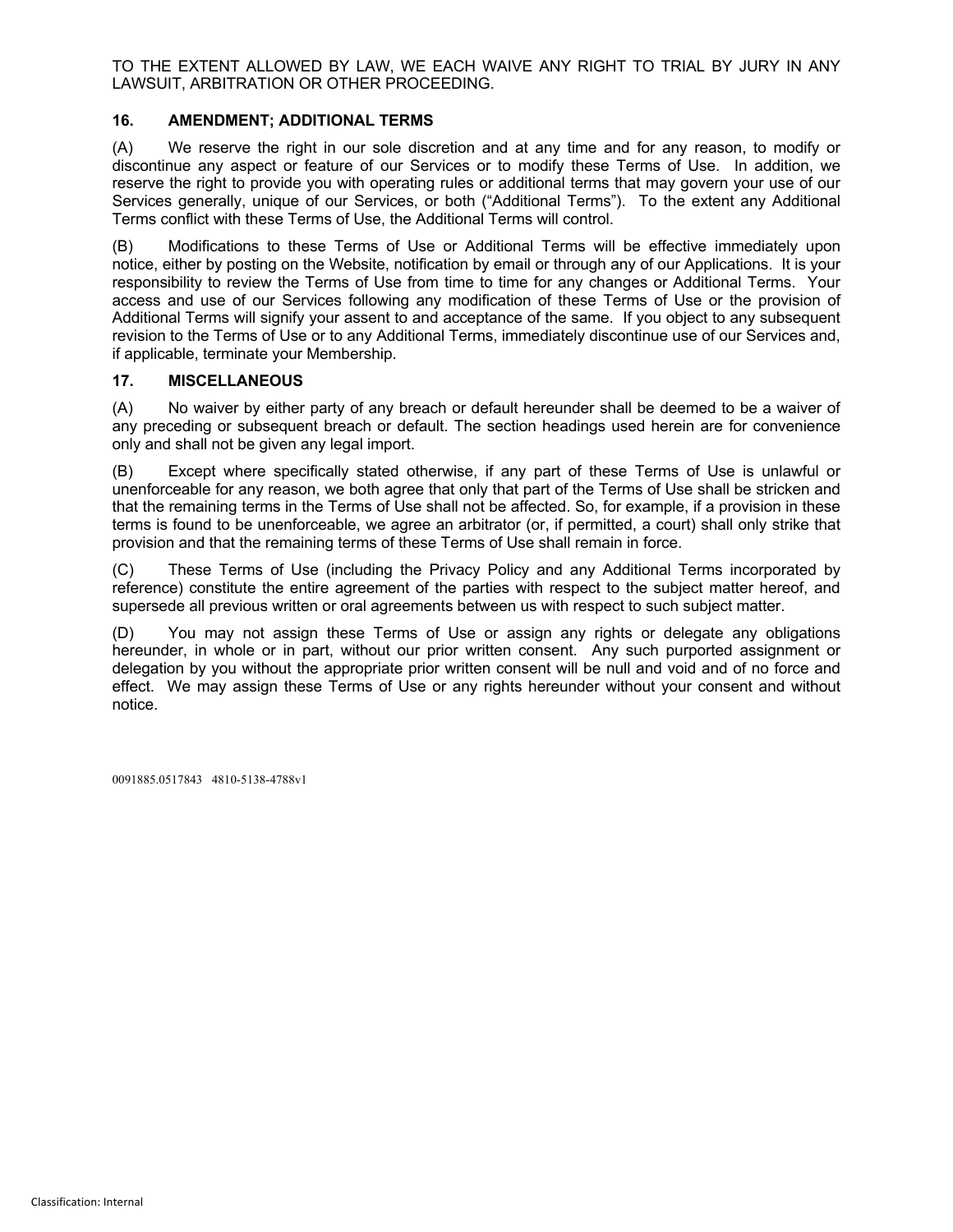TO THE EXTENT ALLOWED BY LAW, WE EACH WAIVE ANY RIGHT TO TRIAL BY JURY IN ANY LAWSUIT, ARBITRATION OR OTHER PROCEEDING.

## 16. AMENDMENT; ADDITIONAL TERMS

(A) We reserve the right in our sole discretion and at any time and for any reason, to modify or discontinue any aspect or feature of our Services or to modify these Terms of Use. In addition, we reserve the right to provide you with operating rules or additional terms that may govern your use of our Services generally, unique of our Services, or both ("Additional Terms"). To the extent any Additional Terms conflict with these Terms of Use, the Additional Terms will control.

(B) Modifications to these Terms of Use or Additional Terms will be effective immediately upon notice, either by posting on the Website, notification by email or through any of our Applications. It is your responsibility to review the Terms of Use from time to time for any changes or Additional Terms. Your access and use of our Services following any modification of these Terms of Use or the provision of Additional Terms will signify your assent to and acceptance of the same. If you object to any subsequent revision to the Terms of Use or to any Additional Terms, immediately discontinue use of our Services and, if applicable, terminate your Membership.

## 17. MISCELLANEOUS

(A) No waiver by either party of any breach or default hereunder shall be deemed to be a waiver of any preceding or subsequent breach or default. The section headings used herein are for convenience only and shall not be given any legal import.

(B) Except where specifically stated otherwise, if any part of these Terms of Use is unlawful or unenforceable for any reason, we both agree that only that part of the Terms of Use shall be stricken and that the remaining terms in the Terms of Use shall not be affected. So, for example, if a provision in these terms is found to be unenforceable, we agree an arbitrator (or, if permitted, a court) shall only strike that provision and that the remaining terms of these Terms of Use shall remain in force.

(C) These Terms of Use (including the Privacy Policy and any Additional Terms incorporated by reference) constitute the entire agreement of the parties with respect to the subject matter hereof, and supersede all previous written or oral agreements between us with respect to such subject matter.

(D) You may not assign these Terms of Use or assign any rights or delegate any obligations hereunder, in whole or in part, without our prior written consent. Any such purported assignment or delegation by you without the appropriate prior written consent will be null and void and of no force and effect. We may assign these Terms of Use or any rights hereunder without your consent and without notice.

0091885.0517843 4810-5138-4788v1